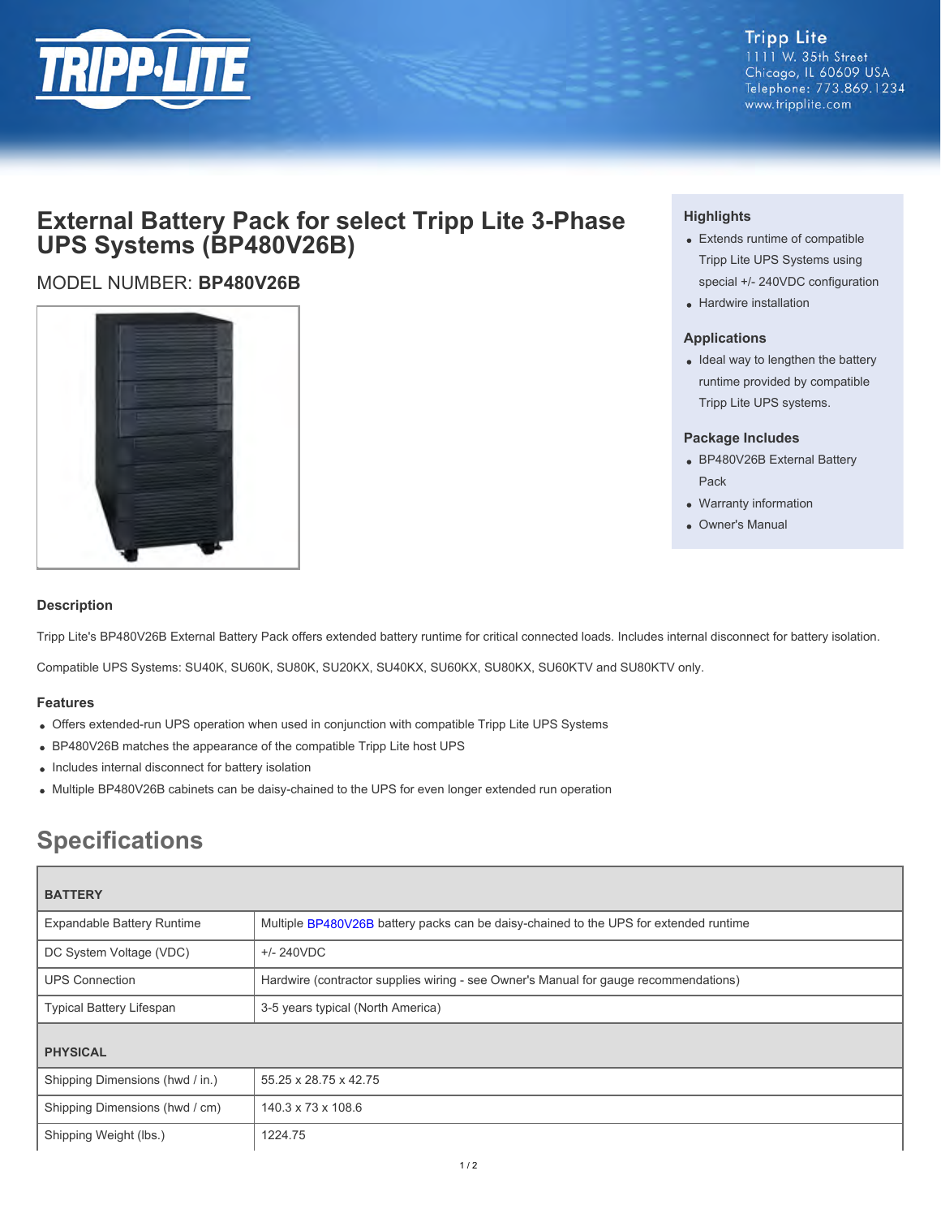Tripp Lite
1111 W. 35th Street
Chicago, IL 60609 USA
Telephone: 773.869.1234
www.tripplite.com

# External Battery Pack for select Tripp Lite 3-Phase UPS Systems (BP480V26B)

MODEL NUMBER: **BP480V26B**

### Highlights

- Extends runtime of compatible Tripp Lite UPS Systems using special +/- 240VDC configuration
- Hardwire installation

### Applications

- Ideal way to lengthen the battery runtime provided by compatible Tripp Lite UPS systems.

### Package Includes

- BP480V26B External Battery Pack
- Warranty information
- Owner's Manual

### Description

Tripp Lite's BP480V26B External Battery Pack offers extended battery runtime for critical connected loads. Includes internal disconnect for battery isolation.

Compatible UPS Systems: SU40K, SU60K, SU80K, SU20KX, SU40KX, SU60KX, SU80KX, SU60KTV and SU80KTV only.

### Features

- Offers extended-run UPS operation when used in conjunction with compatible Tripp Lite UPS Systems
- BP480V26B matches the appearance of the compatible Tripp Lite host UPS
- Includes internal disconnect for battery isolation
- Multiple BP480V26B cabinets can be daisy-chained to the UPS for even longer extended run operation

## Specifications

| BATTERY | |
|---|---|
| Expandable Battery Runtime | Multiple BP480V26B battery packs can be daisy-chained to the UPS for extended runtime |
| DC System Voltage (VDC) | +/- 240VDC |
| UPS Connection | Hardwire (contractor supplies wiring - see Owner's Manual for gauge recommendations) |
| Typical Battery Lifespan | 3-5 years typical (North America) |
| **PHYSICAL** | |
| Shipping Dimensions (hwd / in.) | 55.25 x 28.75 x 42.75 |
| Shipping Dimensions (hwd / cm) | 140.3 x 73 x 108.6 |
| Shipping Weight (lbs.) | 1224.75 |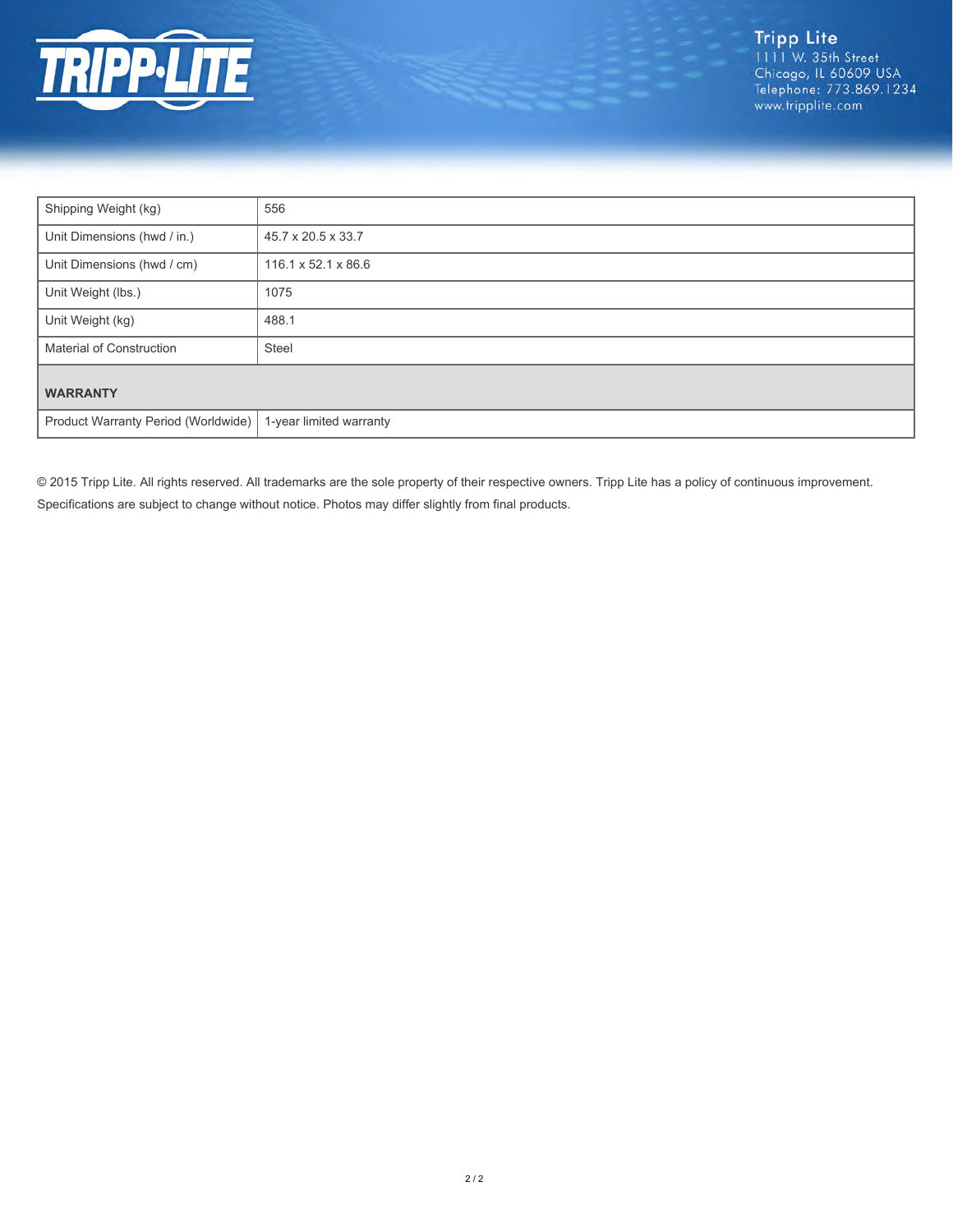| | |
|---|---|
| Shipping Weight (kg) | 556 |
| Unit Dimensions (hwd / in.) | 45.7 x 20.5 x 33.7 |
| Unit Dimensions (hwd / cm) | 116.1 x 52.1 x 86.6 |
| Unit Weight (lbs.) | 1075 |
| Unit Weight (kg) | 488.1 |
| Material of Construction | Steel |
| **WARRANTY** | |
| Product Warranty Period (Worldwide) | 1-year limited warranty |

© 2015 Tripp Lite. All rights reserved. All trademarks are the sole property of their respective owners. Tripp Lite has a policy of continuous improvement. Specifications are subject to change without notice. Photos may differ slightly from final products.